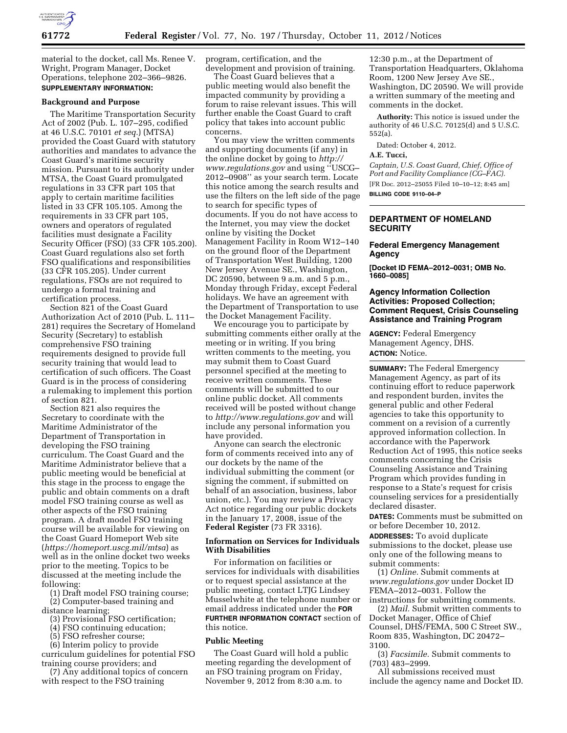material to the docket, call Ms. Renee V. Wright, Program Manager, Docket Operations, telephone 202–366–9826.

**SUPPLEMENTARY INFORMATION:**

**Background and Purpose**

The Maritime Transportation Security Act of 2002 (Pub. L. 107–295, codified at 46 U.S.C. 70101 *et seq.*) (MTSA) provided the Coast Guard with statutory authorities and mandates to advance the Coast Guard's maritime security mission. Pursuant to its authority under MTSA, the Coast Guard promulgated regulations in 33 CFR part 105 that apply to certain maritime facilities listed in 33 CFR 105.105. Among the requirements in 33 CFR part 105, owners and operators of regulated facilities must designate a Facility Security Officer (FSO) (33 CFR 105.200). Coast Guard regulations also set forth FSO qualifications and responsibilities (33 CFR 105.205). Under current regulations, FSOs are not required to undergo a formal training and certification process.

Section 821 of the Coast Guard Authorization Act of 2010 (Pub. L. 111–281) requires the Secretary of Homeland Security (Secretary) to establish comprehensive FSO training requirements designed to provide full security training that would lead to certification of such officers. The Coast Guard is in the process of considering a rulemaking to implement this portion of section 821.

Section 821 also requires the Secretary to coordinate with the Maritime Administrator of the Department of Transportation in developing the FSO training curriculum. The Coast Guard and the Maritime Administrator believe that a public meeting would be beneficial at this stage in the process to engage the public and obtain comments on a draft model FSO training course as well as other aspects of the FSO training program. A draft model FSO training course will be available for viewing on the Coast Guard Homeport Web site (*https://homeport.uscg.mil/mtsa*) as well as in the online docket two weeks prior to the meeting. Topics to be discussed at the meeting include the following:

(1) Draft model FSO training course;
(2) Computer-based training and distance learning;
(3) Provisional FSO certification;
(4) FSO continuing education;
(5) FSO refresher course;
(6) Interim policy to provide curriculum guidelines for potential FSO training course providers; and
(7) Any additional topics of concern with respect to the FSO training program, certification, and the development and provision of training.

The Coast Guard believes that a public meeting would also benefit the impacted community by providing a forum to raise relevant issues. This will further enable the Coast Guard to craft policy that takes into account public concerns.

You may view the written comments and supporting documents (if any) in the online docket by going to *http://www.regulations.gov* and using ''USCG–2012–0908'' as your search term. Locate this notice among the search results and use the filters on the left side of the page to search for specific types of documents. If you do not have access to the Internet, you may view the docket online by visiting the Docket Management Facility in Room W12–140 on the ground floor of the Department of Transportation West Building, 1200 New Jersey Avenue SE., Washington, DC 20590, between 9 a.m. and 5 p.m., Monday through Friday, except Federal holidays. We have an agreement with the Department of Transportation to use the Docket Management Facility.

We encourage you to participate by submitting comments either orally at the meeting or in writing. If you bring written comments to the meeting, you may submit them to Coast Guard personnel specified at the meeting to receive written comments. These comments will be submitted to our online public docket. All comments received will be posted without change to *http://www.regulations.gov* and will include any personal information you have provided.

Anyone can search the electronic form of comments received into any of our dockets by the name of the individual submitting the comment (or signing the comment, if submitted on behalf of an association, business, labor union, etc.). You may review a Privacy Act notice regarding our public dockets in the January 17, 2008, issue of the **Federal Register** (73 FR 3316).

**Information on Services for Individuals With Disabilities**

For information on facilities or services for individuals with disabilities or to request special assistance at the public meeting, contact LTJG Lindsey Musselwhite at the telephone number or email address indicated under the **FOR FURTHER INFORMATION CONTACT** section of this notice.

**Public Meeting**

The Coast Guard will hold a public meeting regarding the development of an FSO training program on Friday, November 9, 2012 from 8:30 a.m. to 12:30 p.m., at the Department of Transportation Headquarters, Oklahoma Room, 1200 New Jersey Ave SE., Washington, DC 20590. We will provide a written summary of the meeting and comments in the docket.

**Authority:** This notice is issued under the authority of 46 U.S.C. 70125(d) and 5 U.S.C. 552(a).

Dated: October 4, 2012.

**A.E. Tucci,**

*Captain, U.S. Coast Guard, Chief, Office of Port and Facility Compliance (CG–FAC).*

[FR Doc. 2012–25055 Filed 10–10–12; 8:45 am]

**BILLING CODE 9110–04–P**

---

## DEPARTMENT OF HOMELAND SECURITY

### Federal Emergency Management Agency

**[Docket ID FEMA–2012–0031; OMB No. 1660–0085]**

### Agency Information Collection Activities: Proposed Collection; Comment Request, Crisis Counseling Assistance and Training Program

**AGENCY:** Federal Emergency Management Agency, DHS.

**ACTION:** Notice.

**SUMMARY:** The Federal Emergency Management Agency, as part of its continuing effort to reduce paperwork and respondent burden, invites the general public and other Federal agencies to take this opportunity to comment on a revision of a currently approved information collection. In accordance with the Paperwork Reduction Act of 1995, this notice seeks comments concerning the Crisis Counseling Assistance and Training Program which provides funding in response to a State's request for crisis counseling services for a presidentially declared disaster.

**DATES:** Comments must be submitted on or before December 10, 2012.

**ADDRESSES:** To avoid duplicate submissions to the docket, please use only one of the following means to submit comments:

(1) *Online.* Submit comments at *www.regulations.gov* under Docket ID FEMA–2012–0031. Follow the instructions for submitting comments.

(2) *Mail.* Submit written comments to Docket Manager, Office of Chief Counsel, DHS/FEMA, 500 C Street SW., Room 835, Washington, DC 20472–3100.

(3) *Facsimile.* Submit comments to (703) 483–2999.

All submissions received must include the agency name and Docket ID.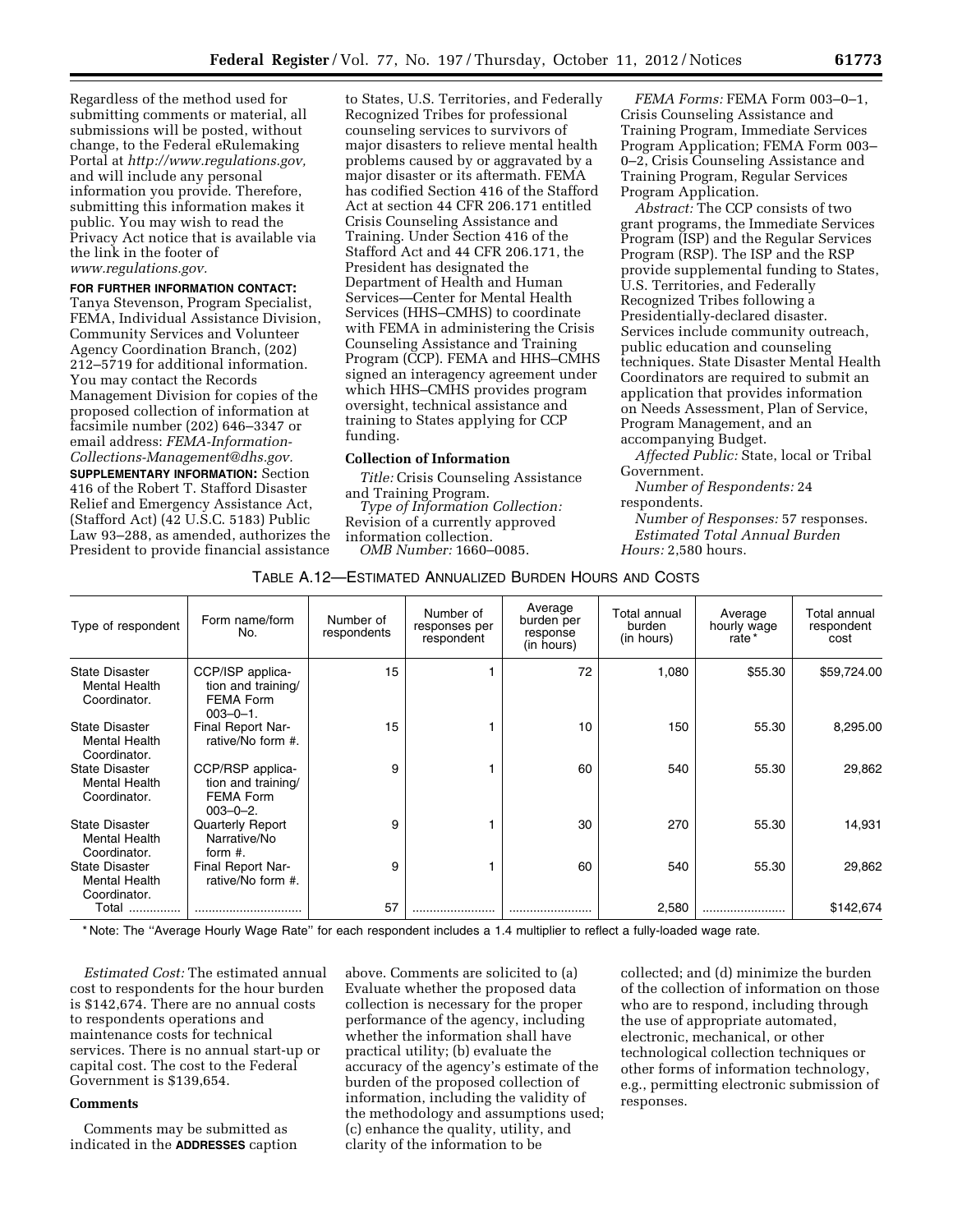Regardless of the method used for submitting comments or material, all submissions will be posted, without change, to the Federal eRulemaking Portal at *http://www.regulations.gov,* and will include any personal information you provide. Therefore, submitting this information makes it public. You may wish to read the Privacy Act notice that is available via the link in the footer of *www.regulations.gov.*

**FOR FURTHER INFORMATION CONTACT:** Tanya Stevenson, Program Specialist, FEMA, Individual Assistance Division, Community Services and Volunteer Agency Coordination Branch, (202) 212–5719 for additional information. You may contact the Records Management Division for copies of the proposed collection of information at facsimile number (202) 646–3347 or email address: *FEMA-Information-Collections-Management@dhs.gov.*

**SUPPLEMENTARY INFORMATION:** Section 416 of the Robert T. Stafford Disaster Relief and Emergency Assistance Act, (Stafford Act) (42 U.S.C. 5183) Public Law 93–288, as amended, authorizes the President to provide financial assistance to States, U.S. Territories, and Federally Recognized Tribes for professional counseling services to survivors of major disasters to relieve mental health problems caused by or aggravated by a major disaster or its aftermath. FEMA has codified Section 416 of the Stafford Act at section 44 CFR 206.171 entitled Crisis Counseling Assistance and Training. Under Section 416 of the Stafford Act and 44 CFR 206.171, the President has designated the Department of Health and Human Services—Center for Mental Health Services (HHS–CMHS) to coordinate with FEMA in administering the Crisis Counseling Assistance and Training Program (CCP). FEMA and HHS–CMHS signed an interagency agreement under which HHS–CMHS provides program oversight, technical assistance and training to States applying for CCP funding.

**Collection of Information**

*Title:* Crisis Counseling Assistance and Training Program.

*Type of Information Collection:* Revision of a currently approved information collection.

*OMB Number:* 1660–0085.

*FEMA Forms:* FEMA Form 003–0–1, Crisis Counseling Assistance and Training Program, Immediate Services Program Application; FEMA Form 003–0–2, Crisis Counseling Assistance and Training Program, Regular Services Program Application.

*Abstract:* The CCP consists of two grant programs, the Immediate Services Program (ISP) and the Regular Services Program (RSP). The ISP and the RSP provide supplemental funding to States, U.S. Territories, and Federally Recognized Tribes following a Presidentially-declared disaster. Services include community outreach, public education and counseling techniques. State Disaster Mental Health Coordinators are required to submit an application that provides information on Needs Assessment, Plan of Service, Program Management, and an accompanying Budget.

*Affected Public:* State, local or Tribal Government.

*Number of Respondents:* 24 respondents.

*Number of Responses:* 57 responses.

*Estimated Total Annual Burden Hours:* 2,580 hours.

TABLE A.12—ESTIMATED ANNUALIZED BURDEN HOURS AND COSTS

| Type of respondent | Form name/form No. | Number of respondents | Number of responses per respondent | Average burden per response (in hours) | Total annual burden (in hours) | Average hourly wage rate* | Total annual respondent cost |
|---|---|---|---|---|---|---|---|
| State Disaster Mental Health Coordinator. | CCP/ISP application and training/ FEMA Form 003–0–1. | 15 | 1 | 72 | 1,080 | $55.30 | $59,724.00 |
| State Disaster Mental Health Coordinator. | Final Report Narrative/No form #. | 15 | 1 | 10 | 150 | 55.30 | 8,295.00 |
| State Disaster Mental Health Coordinator. | CCP/RSP application and training/ FEMA Form 003–0–2. | 9 | 1 | 60 | 540 | 55.30 | 29,862 |
| State Disaster Mental Health Coordinator. | Quarterly Report Narrative/No form #. | 9 | 1 | 30 | 270 | 55.30 | 14,931 |
| State Disaster Mental Health Coordinator. | Final Report Narrative/No form #. | 9 | 1 | 60 | 540 | 55.30 | 29,862 |
| Total ............... | ............................... | 57 | ........................ | ........................ | 2,580 | ........................ | $142,674 |

\* Note: The "Average Hourly Wage Rate" for each respondent includes a 1.4 multiplier to reflect a fully-loaded wage rate.

*Estimated Cost:* The estimated annual cost to respondents for the hour burden is $142,674. There are no annual costs to respondents operations and maintenance costs for technical services. There is no annual start-up or capital cost. The cost to the Federal Government is $139,654.

**Comments**

Comments may be submitted as indicated in the **ADDRESSES** caption above. Comments are solicited to (a) Evaluate whether the proposed data collection is necessary for the proper performance of the agency, including whether the information shall have practical utility; (b) evaluate the accuracy of the agency's estimate of the burden of the proposed collection of information, including the validity of the methodology and assumptions used; (c) enhance the quality, utility, and clarity of the information to be collected; and (d) minimize the burden of the collection of information on those who are to respond, including through the use of appropriate automated, electronic, mechanical, or other technological collection techniques or other forms of information technology, e.g., permitting electronic submission of responses.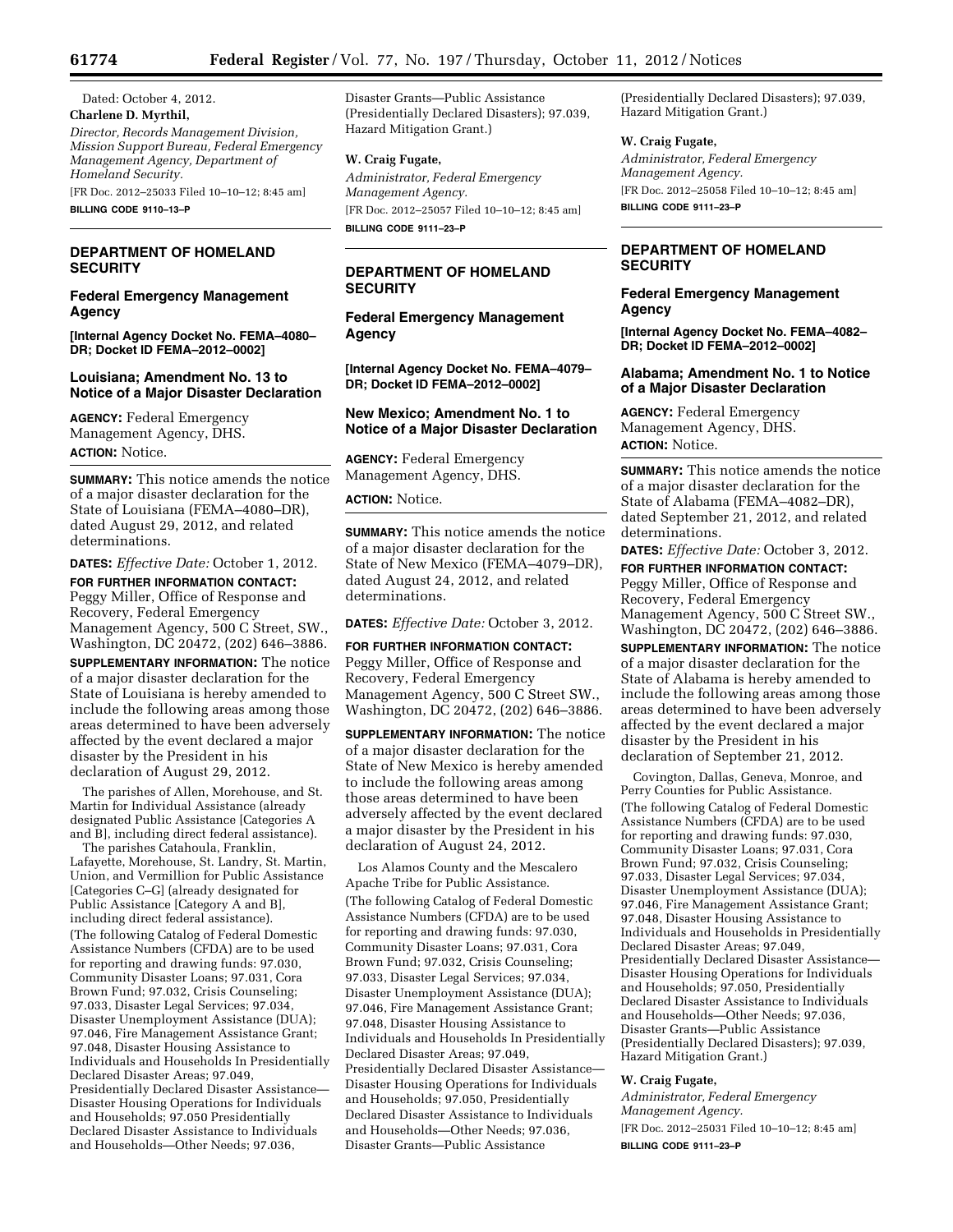Dated: October 4, 2012.

**Charlene D. Myrthil,**

*Director, Records Management Division, Mission Support Bureau, Federal Emergency Management Agency, Department of Homeland Security.*

[FR Doc. 2012–25033 Filed 10–10–12; 8:45 am]

**BILLING CODE 9110–13–P**

## DEPARTMENT OF HOMELAND SECURITY

### Federal Emergency Management Agency

**[Internal Agency Docket No. FEMA–4080–DR; Docket ID FEMA–2012–0002]**

### Louisiana; Amendment No. 13 to Notice of a Major Disaster Declaration

**AGENCY:** Federal Emergency Management Agency, DHS.

**ACTION:** Notice.

**SUMMARY:** This notice amends the notice of a major disaster declaration for the State of Louisiana (FEMA–4080–DR), dated August 29, 2012, and related determinations.

**DATES:** *Effective Date:* October 1, 2012.

**FOR FURTHER INFORMATION CONTACT:** Peggy Miller, Office of Response and Recovery, Federal Emergency Management Agency, 500 C Street, SW., Washington, DC 20472, (202) 646–3886.

**SUPPLEMENTARY INFORMATION:** The notice of a major disaster declaration for the State of Louisiana is hereby amended to include the following areas among those areas determined to have been adversely affected by the event declared a major disaster by the President in his declaration of August 29, 2012.

The parishes of Allen, Morehouse, and St. Martin for Individual Assistance (already designated Public Assistance [Categories A and B], including direct federal assistance).

The parishes Catahoula, Franklin, Lafayette, Morehouse, St. Landry, St. Martin, Union, and Vermillion for Public Assistance [Categories C–G] (already designated for Public Assistance [Category A and B], including direct federal assistance).

(The following Catalog of Federal Domestic Assistance Numbers (CFDA) are to be used for reporting and drawing funds: 97.030, Community Disaster Loans; 97.031, Cora Brown Fund; 97.032, Crisis Counseling; 97.033, Disaster Legal Services; 97.034, Disaster Unemployment Assistance (DUA); 97.046, Fire Management Assistance Grant; 97.048, Disaster Housing Assistance to Individuals and Households In Presidentially Declared Disaster Areas; 97.049, Presidentially Declared Disaster Assistance—Disaster Housing Operations for Individuals and Households; 97.050 Presidentially Declared Disaster Assistance to Individuals and Households—Other Needs; 97.036, Disaster Grants—Public Assistance (Presidentially Declared Disasters); 97.039, Hazard Mitigation Grant.)

**W. Craig Fugate,**

*Administrator, Federal Emergency Management Agency.*

[FR Doc. 2012–25057 Filed 10–10–12; 8:45 am]

**BILLING CODE 9111–23–P**

## DEPARTMENT OF HOMELAND SECURITY

### Federal Emergency Management Agency

**[Internal Agency Docket No. FEMA–4079–DR; Docket ID FEMA–2012–0002]**

### New Mexico; Amendment No. 1 to Notice of a Major Disaster Declaration

**AGENCY:** Federal Emergency Management Agency, DHS.

**ACTION:** Notice.

**SUMMARY:** This notice amends the notice of a major disaster declaration for the State of New Mexico (FEMA–4079–DR), dated August 24, 2012, and related determinations.

**DATES:** *Effective Date:* October 3, 2012.

**FOR FURTHER INFORMATION CONTACT:** Peggy Miller, Office of Response and Recovery, Federal Emergency Management Agency, 500 C Street SW., Washington, DC 20472, (202) 646–3886.

**SUPPLEMENTARY INFORMATION:** The notice of a major disaster declaration for the State of New Mexico is hereby amended to include the following areas among those areas determined to have been adversely affected by the event declared a major disaster by the President in his declaration of August 24, 2012.

Los Alamos County and the Mescalero Apache Tribe for Public Assistance.

(The following Catalog of Federal Domestic Assistance Numbers (CFDA) are to be used for reporting and drawing funds: 97.030, Community Disaster Loans; 97.031, Cora Brown Fund; 97.032, Crisis Counseling; 97.033, Disaster Legal Services; 97.034, Disaster Unemployment Assistance (DUA); 97.046, Fire Management Assistance Grant; 97.048, Disaster Housing Assistance to Individuals and Households In Presidentially Declared Disaster Areas; 97.049, Presidentially Declared Disaster Assistance—Disaster Housing Operations for Individuals and Households; 97.050, Presidentially Declared Disaster Assistance to Individuals and Households—Other Needs; 97.036, Disaster Grants—Public Assistance (Presidentially Declared Disasters); 97.039, Hazard Mitigation Grant.)

**W. Craig Fugate,**

*Administrator, Federal Emergency Management Agency.*

[FR Doc. 2012–25058 Filed 10–10–12; 8:45 am]

**BILLING CODE 9111–23–P**

## DEPARTMENT OF HOMELAND SECURITY

### Federal Emergency Management Agency

**[Internal Agency Docket No. FEMA–4082–DR; Docket ID FEMA–2012–0002]**

### Alabama; Amendment No. 1 to Notice of a Major Disaster Declaration

**AGENCY:** Federal Emergency Management Agency, DHS.

**ACTION:** Notice.

**SUMMARY:** This notice amends the notice of a major disaster declaration for the State of Alabama (FEMA–4082–DR), dated September 21, 2012, and related determinations.

**DATES:** *Effective Date:* October 3, 2012.

**FOR FURTHER INFORMATION CONTACT:** Peggy Miller, Office of Response and Recovery, Federal Emergency Management Agency, 500 C Street SW., Washington, DC 20472, (202) 646–3886.

**SUPPLEMENTARY INFORMATION:** The notice of a major disaster declaration for the State of Alabama is hereby amended to include the following areas among those areas determined to have been adversely affected by the event declared a major disaster by the President in his declaration of September 21, 2012.

Covington, Dallas, Geneva, Monroe, and Perry Counties for Public Assistance.

(The following Catalog of Federal Domestic Assistance Numbers (CFDA) are to be used for reporting and drawing funds: 97.030, Community Disaster Loans; 97.031, Cora Brown Fund; 97.032, Crisis Counseling; 97.033, Disaster Legal Services; 97.034, Disaster Unemployment Assistance (DUA); 97.046, Fire Management Assistance Grant; 97.048, Disaster Housing Assistance to Individuals and Households in Presidentially Declared Disaster Areas; 97.049, Presidentially Declared Disaster Assistance—Disaster Housing Operations for Individuals and Households; 97.050, Presidentially Declared Disaster Assistance to Individuals and Households—Other Needs; 97.036, Disaster Grants—Public Assistance (Presidentially Declared Disasters); 97.039, Hazard Mitigation Grant.)

**W. Craig Fugate,**

*Administrator, Federal Emergency Management Agency.*

[FR Doc. 2012–25031 Filed 10–10–12; 8:45 am]

**BILLING CODE 9111–23–P**